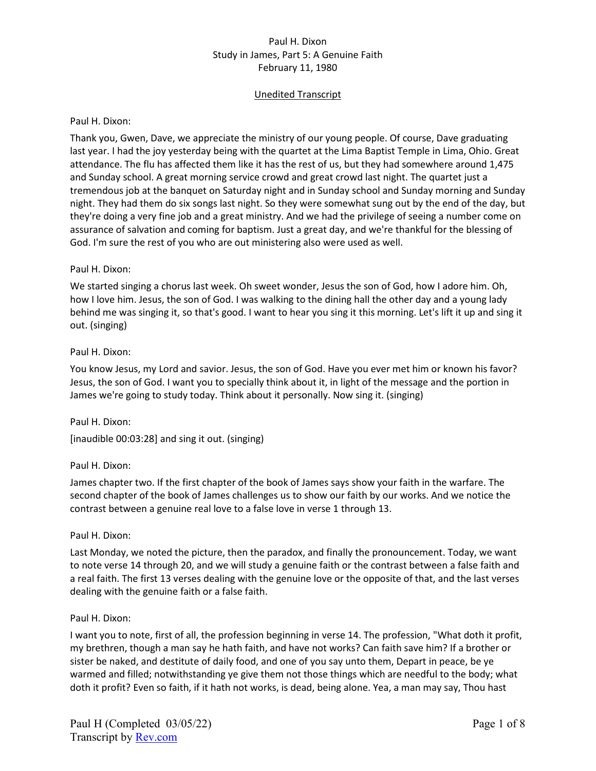Paul H. Dixon
Study in James, Part 5: A Genuine Faith
February 11, 1980

Unedited Transcript

Paul H. Dixon:

Thank you, Gwen, Dave, we appreciate the ministry of our young people. Of course, Dave graduating last year. I had the joy yesterday being with the quartet at the Lima Baptist Temple in Lima, Ohio. Great attendance. The flu has affected them like it has the rest of us, but they had somewhere around 1,475 and Sunday school. A great morning service crowd and great crowd last night. The quartet just a tremendous job at the banquet on Saturday night and in Sunday school and Sunday morning and Sunday night. They had them do six songs last night. So they were somewhat sung out by the end of the day, but they're doing a very fine job and a great ministry. And we had the privilege of seeing a number come on assurance of salvation and coming for baptism. Just a great day, and we're thankful for the blessing of God. I'm sure the rest of you who are out ministering also were used as well.

Paul H. Dixon:

We started singing a chorus last week. Oh sweet wonder, Jesus the son of God, how I adore him. Oh, how I love him. Jesus, the son of God. I was walking to the dining hall the other day and a young lady behind me was singing it, so that's good. I want to hear you sing it this morning. Let's lift it up and sing it out. (singing)

Paul H. Dixon:

You know Jesus, my Lord and savior. Jesus, the son of God. Have you ever met him or known his favor? Jesus, the son of God. I want you to specially think about it, in light of the message and the portion in James we're going to study today. Think about it personally. Now sing it. (singing)

Paul H. Dixon:

[inaudible 00:03:28] and sing it out. (singing)

Paul H. Dixon:

James chapter two. If the first chapter of the book of James says show your faith in the warfare. The second chapter of the book of James challenges us to show our faith by our works. And we notice the contrast between a genuine real love to a false love in verse 1 through 13.

Paul H. Dixon:

Last Monday, we noted the picture, then the paradox, and finally the pronouncement. Today, we want to note verse 14 through 20, and we will study a genuine faith or the contrast between a false faith and a real faith. The first 13 verses dealing with the genuine love or the opposite of that, and the last verses dealing with the genuine faith or a false faith.

Paul H. Dixon:

I want you to note, first of all, the profession beginning in verse 14. The profession, "What doth it profit, my brethren, though a man say he hath faith, and have not works? Can faith save him? If a brother or sister be naked, and destitute of daily food, and one of you say unto them, Depart in peace, be ye warmed and filled; notwithstanding ye give them not those things which are needful to the body; what doth it profit? Even so faith, if it hath not works, is dead, being alone. Yea, a man may say, Thou hast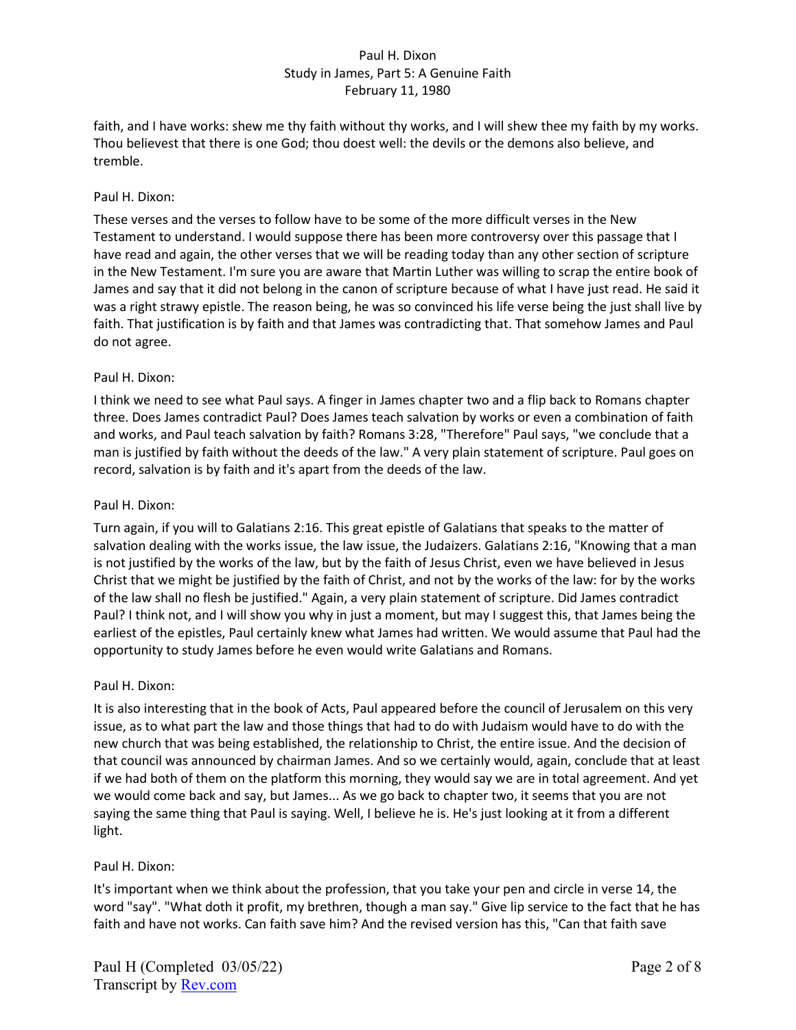faith, and I have works: shew me thy faith without thy works, and I will shew thee my faith by my works. Thou believest that there is one God; thou doest well: the devils or the demons also believe, and tremble.

Paul H. Dixon:

These verses and the verses to follow have to be some of the more difficult verses in the New Testament to understand. I would suppose there has been more controversy over this passage that I have read and again, the other verses that we will be reading today than any other section of scripture in the New Testament. I'm sure you are aware that Martin Luther was willing to scrap the entire book of James and say that it did not belong in the canon of scripture because of what I have just read. He said it was a right strawy epistle. The reason being, he was so convinced his life verse being the just shall live by faith. That justification is by faith and that James was contradicting that. That somehow James and Paul do not agree.

Paul H. Dixon:

I think we need to see what Paul says. A finger in James chapter two and a flip back to Romans chapter three. Does James contradict Paul? Does James teach salvation by works or even a combination of faith and works, and Paul teach salvation by faith? Romans 3:28, "Therefore" Paul says, "we conclude that a man is justified by faith without the deeds of the law." A very plain statement of scripture. Paul goes on record, salvation is by faith and it's apart from the deeds of the law.

Paul H. Dixon:

Turn again, if you will to Galatians 2:16. This great epistle of Galatians that speaks to the matter of salvation dealing with the works issue, the law issue, the Judaizers. Galatians 2:16, "Knowing that a man is not justified by the works of the law, but by the faith of Jesus Christ, even we have believed in Jesus Christ that we might be justified by the faith of Christ, and not by the works of the law: for by the works of the law shall no flesh be justified." Again, a very plain statement of scripture. Did James contradict Paul? I think not, and I will show you why in just a moment, but may I suggest this, that James being the earliest of the epistles, Paul certainly knew what James had written. We would assume that Paul had the opportunity to study James before he even would write Galatians and Romans.

Paul H. Dixon:

It is also interesting that in the book of Acts, Paul appeared before the council of Jerusalem on this very issue, as to what part the law and those things that had to do with Judaism would have to do with the new church that was being established, the relationship to Christ, the entire issue. And the decision of that council was announced by chairman James. And so we certainly would, again, conclude that at least if we had both of them on the platform this morning, they would say we are in total agreement. And yet we would come back and say, but James... As we go back to chapter two, it seems that you are not saying the same thing that Paul is saying. Well, I believe he is. He's just looking at it from a different light.

Paul H. Dixon:

It's important when we think about the profession, that you take your pen and circle in verse 14, the word "say". "What doth it profit, my brethren, though a man say." Give lip service to the fact that he has faith and have not works. Can faith save him? And the revised version has this, "Can that faith save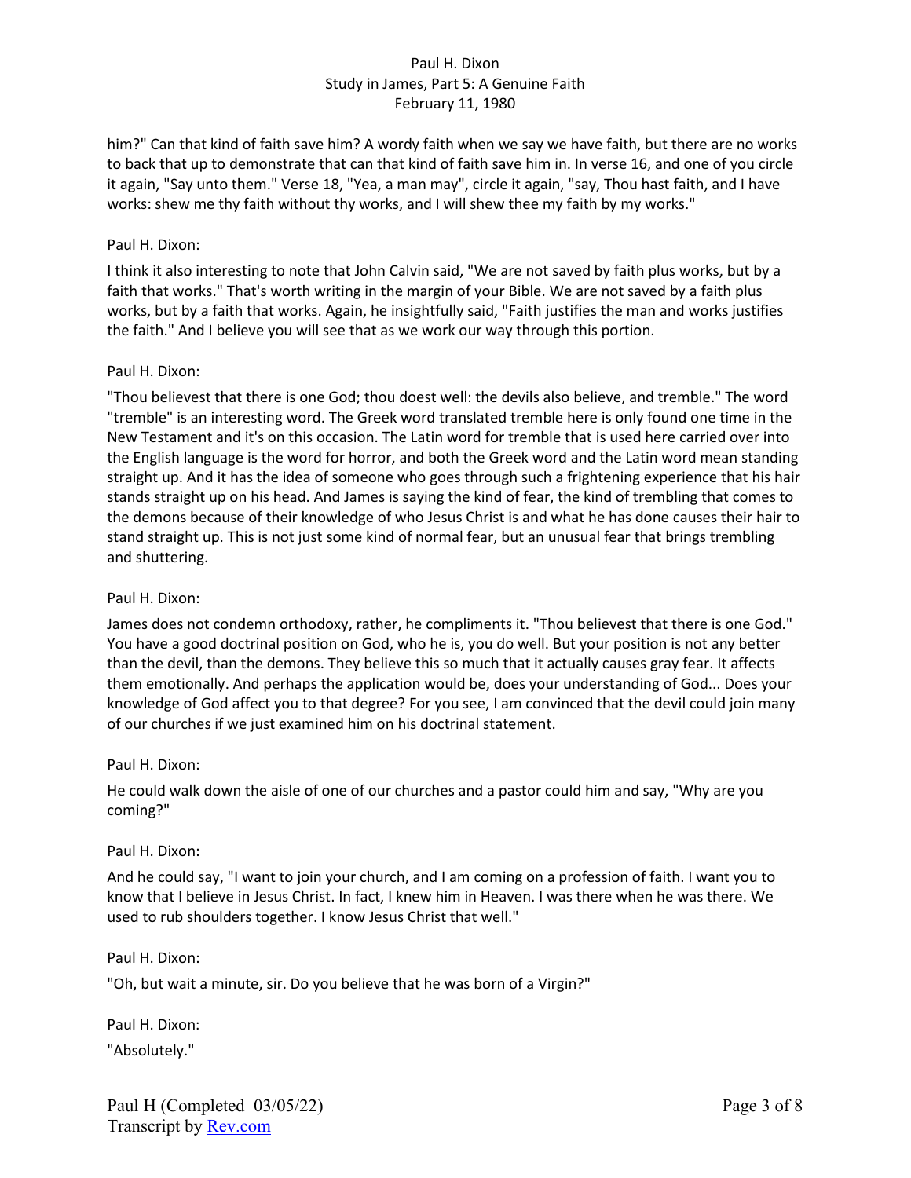him?" Can that kind of faith save him? A wordy faith when we say we have faith, but there are no works to back that up to demonstrate that can that kind of faith save him in. In verse 16, and one of you circle it again, "Say unto them." Verse 18, "Yea, a man may", circle it again, "say, Thou hast faith, and I have works: shew me thy faith without thy works, and I will shew thee my faith by my works."

Paul H. Dixon:

I think it also interesting to note that John Calvin said, "We are not saved by faith plus works, but by a faith that works." That's worth writing in the margin of your Bible. We are not saved by a faith plus works, but by a faith that works. Again, he insightfully said, "Faith justifies the man and works justifies the faith." And I believe you will see that as we work our way through this portion.

Paul H. Dixon:

"Thou believest that there is one God; thou doest well: the devils also believe, and tremble." The word "tremble" is an interesting word. The Greek word translated tremble here is only found one time in the New Testament and it's on this occasion. The Latin word for tremble that is used here carried over into the English language is the word for horror, and both the Greek word and the Latin word mean standing straight up. And it has the idea of someone who goes through such a frightening experience that his hair stands straight up on his head. And James is saying the kind of fear, the kind of trembling that comes to the demons because of their knowledge of who Jesus Christ is and what he has done causes their hair to stand straight up. This is not just some kind of normal fear, but an unusual fear that brings trembling and shuttering.

Paul H. Dixon:

James does not condemn orthodoxy, rather, he compliments it. "Thou believest that there is one God." You have a good doctrinal position on God, who he is, you do well. But your position is not any better than the devil, than the demons. They believe this so much that it actually causes gray fear. It affects them emotionally. And perhaps the application would be, does your understanding of God... Does your knowledge of God affect you to that degree? For you see, I am convinced that the devil could join many of our churches if we just examined him on his doctrinal statement.

Paul H. Dixon:

He could walk down the aisle of one of our churches and a pastor could him and say, "Why are you coming?"

Paul H. Dixon:

And he could say, "I want to join your church, and I am coming on a profession of faith. I want you to know that I believe in Jesus Christ. In fact, I knew him in Heaven. I was there when he was there. We used to rub shoulders together. I know Jesus Christ that well."

Paul H. Dixon:

"Oh, but wait a minute, sir. Do you believe that he was born of a Virgin?"

Paul H. Dixon:

"Absolutely."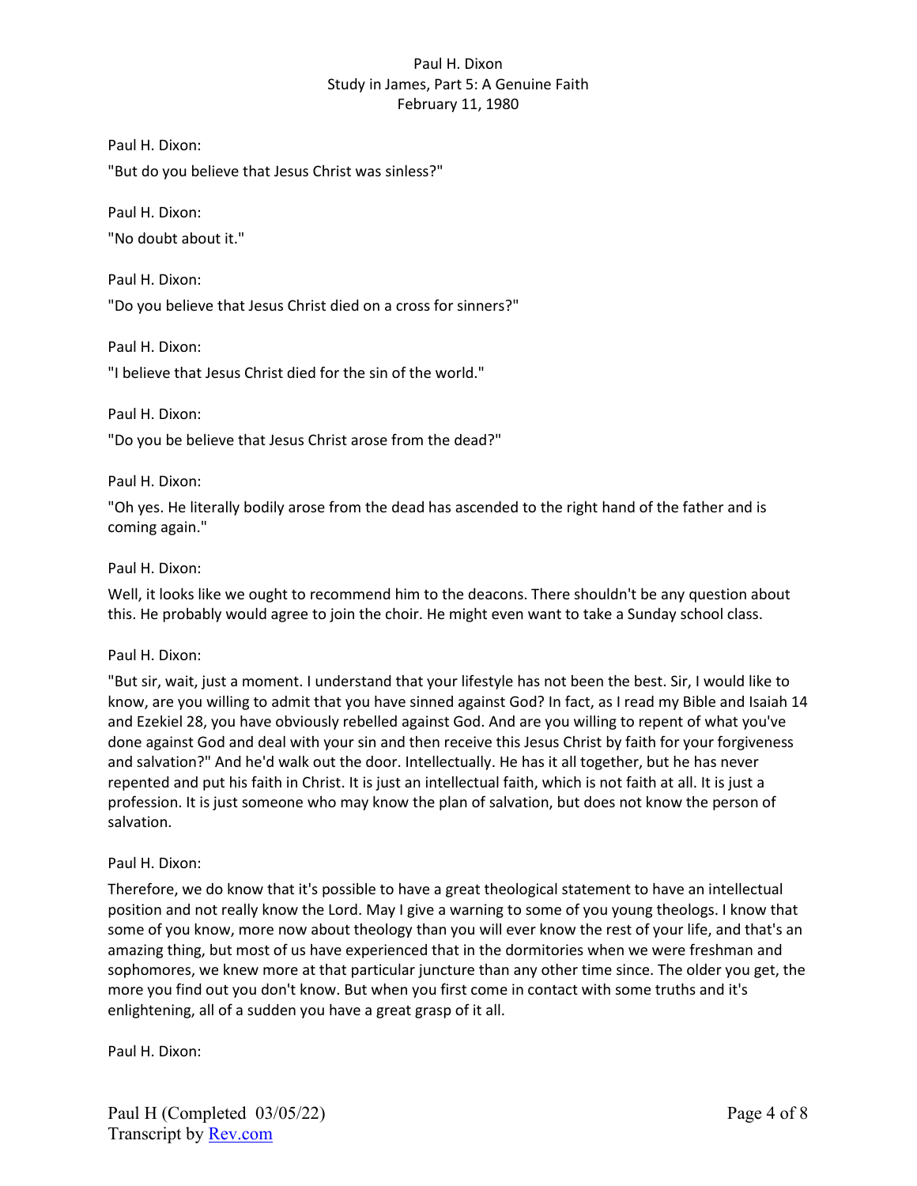Paul H. Dixon:

"But do you believe that Jesus Christ was sinless?"

Paul H. Dixon:

"No doubt about it."

Paul H. Dixon:

"Do you believe that Jesus Christ died on a cross for sinners?"

Paul H. Dixon:

"I believe that Jesus Christ died for the sin of the world."

Paul H. Dixon:

"Do you be believe that Jesus Christ arose from the dead?"

Paul H. Dixon:

"Oh yes. He literally bodily arose from the dead has ascended to the right hand of the father and is coming again."

Paul H. Dixon:

Well, it looks like we ought to recommend him to the deacons. There shouldn't be any question about this. He probably would agree to join the choir. He might even want to take a Sunday school class.

Paul H. Dixon:

"But sir, wait, just a moment. I understand that your lifestyle has not been the best. Sir, I would like to know, are you willing to admit that you have sinned against God? In fact, as I read my Bible and Isaiah 14 and Ezekiel 28, you have obviously rebelled against God. And are you willing to repent of what you've done against God and deal with your sin and then receive this Jesus Christ by faith for your forgiveness and salvation?" And he'd walk out the door. Intellectually. He has it all together, but he has never repented and put his faith in Christ. It is just an intellectual faith, which is not faith at all. It is just a profession. It is just someone who may know the plan of salvation, but does not know the person of salvation.

Paul H. Dixon:

Therefore, we do know that it's possible to have a great theological statement to have an intellectual position and not really know the Lord. May I give a warning to some of you young theologs. I know that some of you know, more now about theology than you will ever know the rest of your life, and that's an amazing thing, but most of us have experienced that in the dormitories when we were freshman and sophomores, we knew more at that particular juncture than any other time since. The older you get, the more you find out you don't know. But when you first come in contact with some truths and it's enlightening, all of a sudden you have a great grasp of it all.

Paul H. Dixon: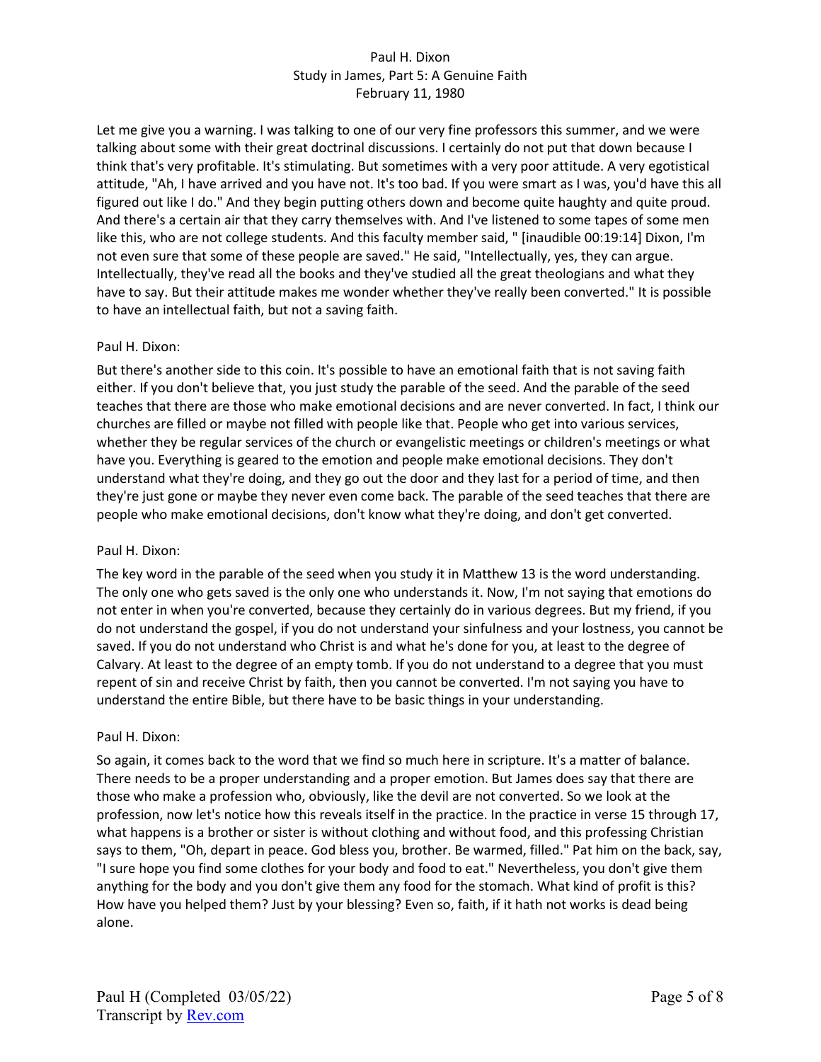Let me give you a warning. I was talking to one of our very fine professors this summer, and we were talking about some with their great doctrinal discussions. I certainly do not put that down because I think that's very profitable. It's stimulating. But sometimes with a very poor attitude. A very egotistical attitude, "Ah, I have arrived and you have not. It's too bad. If you were smart as I was, you'd have this all figured out like I do." And they begin putting others down and become quite haughty and quite proud. And there's a certain air that they carry themselves with. And I've listened to some tapes of some men like this, who are not college students. And this faculty member said, " [inaudible 00:19:14] Dixon, I'm not even sure that some of these people are saved." He said, "Intellectually, yes, they can argue. Intellectually, they've read all the books and they've studied all the great theologians and what they have to say. But their attitude makes me wonder whether they've really been converted." It is possible to have an intellectual faith, but not a saving faith.

Paul H. Dixon:

But there's another side to this coin. It's possible to have an emotional faith that is not saving faith either. If you don't believe that, you just study the parable of the seed. And the parable of the seed teaches that there are those who make emotional decisions and are never converted. In fact, I think our churches are filled or maybe not filled with people like that. People who get into various services, whether they be regular services of the church or evangelistic meetings or children's meetings or what have you. Everything is geared to the emotion and people make emotional decisions. They don't understand what they're doing, and they go out the door and they last for a period of time, and then they're just gone or maybe they never even come back. The parable of the seed teaches that there are people who make emotional decisions, don't know what they're doing, and don't get converted.

Paul H. Dixon:

The key word in the parable of the seed when you study it in Matthew 13 is the word understanding. The only one who gets saved is the only one who understands it. Now, I'm not saying that emotions do not enter in when you're converted, because they certainly do in various degrees. But my friend, if you do not understand the gospel, if you do not understand your sinfulness and your lostness, you cannot be saved. If you do not understand who Christ is and what he's done for you, at least to the degree of Calvary. At least to the degree of an empty tomb. If you do not understand to a degree that you must repent of sin and receive Christ by faith, then you cannot be converted. I'm not saying you have to understand the entire Bible, but there have to be basic things in your understanding.

Paul H. Dixon:

So again, it comes back to the word that we find so much here in scripture. It's a matter of balance. There needs to be a proper understanding and a proper emotion. But James does say that there are those who make a profession who, obviously, like the devil are not converted. So we look at the profession, now let's notice how this reveals itself in the practice. In the practice in verse 15 through 17, what happens is a brother or sister is without clothing and without food, and this professing Christian says to them, "Oh, depart in peace. God bless you, brother. Be warmed, filled." Pat him on the back, say, "I sure hope you find some clothes for your body and food to eat." Nevertheless, you don't give them anything for the body and you don't give them any food for the stomach. What kind of profit is this? How have you helped them? Just by your blessing? Even so, faith, if it hath not works is dead being alone.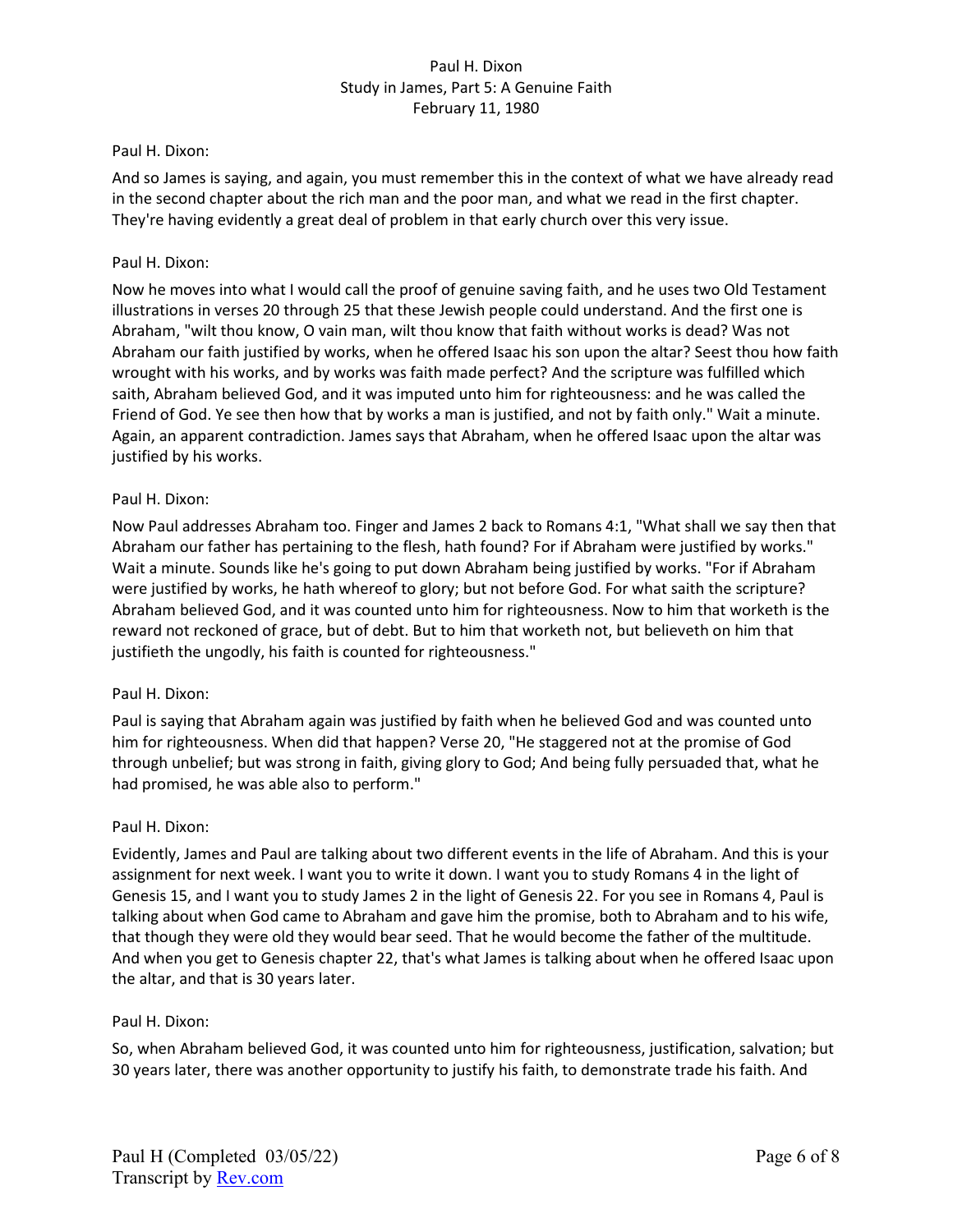Paul H. Dixon:

And so James is saying, and again, you must remember this in the context of what we have already read in the second chapter about the rich man and the poor man, and what we read in the first chapter. They're having evidently a great deal of problem in that early church over this very issue.

Paul H. Dixon:

Now he moves into what I would call the proof of genuine saving faith, and he uses two Old Testament illustrations in verses 20 through 25 that these Jewish people could understand. And the first one is Abraham, "wilt thou know, O vain man, wilt thou know that faith without works is dead? Was not Abraham our faith justified by works, when he offered Isaac his son upon the altar? Seest thou how faith wrought with his works, and by works was faith made perfect? And the scripture was fulfilled which saith, Abraham believed God, and it was imputed unto him for righteousness: and he was called the Friend of God. Ye see then how that by works a man is justified, and not by faith only." Wait a minute. Again, an apparent contradiction. James says that Abraham, when he offered Isaac upon the altar was justified by his works.

Paul H. Dixon:

Now Paul addresses Abraham too. Finger and James 2 back to Romans 4:1, "What shall we say then that Abraham our father has pertaining to the flesh, hath found? For if Abraham were justified by works." Wait a minute. Sounds like he's going to put down Abraham being justified by works. "For if Abraham were justified by works, he hath whereof to glory; but not before God. For what saith the scripture? Abraham believed God, and it was counted unto him for righteousness. Now to him that worketh is the reward not reckoned of grace, but of debt. But to him that worketh not, but believeth on him that justifieth the ungodly, his faith is counted for righteousness."

Paul H. Dixon:

Paul is saying that Abraham again was justified by faith when he believed God and was counted unto him for righteousness. When did that happen? Verse 20, "He staggered not at the promise of God through unbelief; but was strong in faith, giving glory to God; And being fully persuaded that, what he had promised, he was able also to perform."

Paul H. Dixon:

Evidently, James and Paul are talking about two different events in the life of Abraham. And this is your assignment for next week. I want you to write it down. I want you to study Romans 4 in the light of Genesis 15, and I want you to study James 2 in the light of Genesis 22. For you see in Romans 4, Paul is talking about when God came to Abraham and gave him the promise, both to Abraham and to his wife, that though they were old they would bear seed. That he would become the father of the multitude. And when you get to Genesis chapter 22, that's what James is talking about when he offered Isaac upon the altar, and that is 30 years later.

Paul H. Dixon:

So, when Abraham believed God, it was counted unto him for righteousness, justification, salvation; but 30 years later, there was another opportunity to justify his faith, to demonstrate trade his faith. And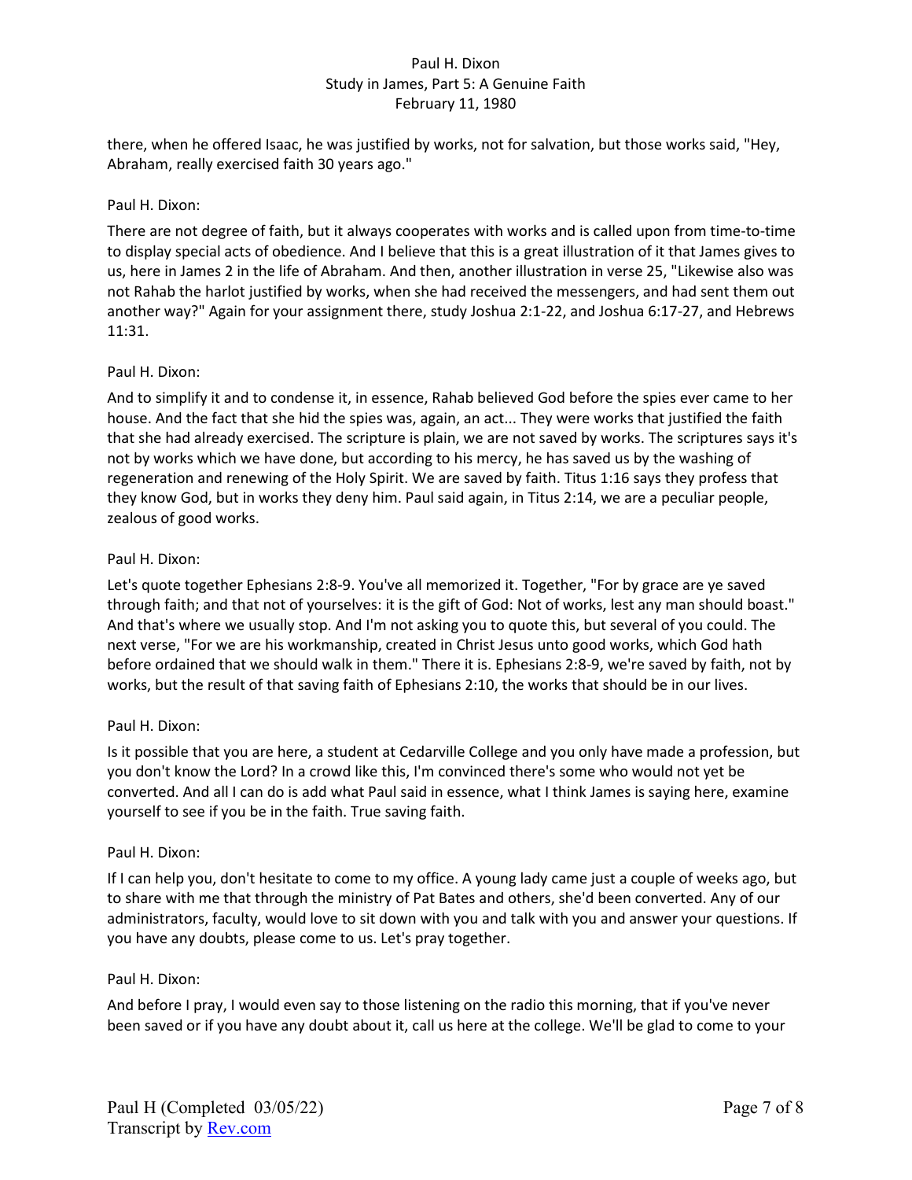there, when he offered Isaac, he was justified by works, not for salvation, but those works said, "Hey, Abraham, really exercised faith 30 years ago."

Paul H. Dixon:

There are not degree of faith, but it always cooperates with works and is called upon from time-to-time to display special acts of obedience. And I believe that this is a great illustration of it that James gives to us, here in James 2 in the life of Abraham. And then, another illustration in verse 25, "Likewise also was not Rahab the harlot justified by works, when she had received the messengers, and had sent them out another way?" Again for your assignment there, study Joshua 2:1-22, and Joshua 6:17-27, and Hebrews 11:31.

Paul H. Dixon:

And to simplify it and to condense it, in essence, Rahab believed God before the spies ever came to her house. And the fact that she hid the spies was, again, an act... They were works that justified the faith that she had already exercised. The scripture is plain, we are not saved by works. The scriptures says it's not by works which we have done, but according to his mercy, he has saved us by the washing of regeneration and renewing of the Holy Spirit. We are saved by faith. Titus 1:16 says they profess that they know God, but in works they deny him. Paul said again, in Titus 2:14, we are a peculiar people, zealous of good works.

Paul H. Dixon:

Let's quote together Ephesians 2:8-9. You've all memorized it. Together, "For by grace are ye saved through faith; and that not of yourselves: it is the gift of God: Not of works, lest any man should boast." And that's where we usually stop. And I'm not asking you to quote this, but several of you could. The next verse, "For we are his workmanship, created in Christ Jesus unto good works, which God hath before ordained that we should walk in them." There it is. Ephesians 2:8-9, we're saved by faith, not by works, but the result of that saving faith of Ephesians 2:10, the works that should be in our lives.

Paul H. Dixon:

Is it possible that you are here, a student at Cedarville College and you only have made a profession, but you don't know the Lord? In a crowd like this, I'm convinced there's some who would not yet be converted. And all I can do is add what Paul said in essence, what I think James is saying here, examine yourself to see if you be in the faith. True saving faith.

Paul H. Dixon:

If I can help you, don't hesitate to come to my office. A young lady came just a couple of weeks ago, but to share with me that through the ministry of Pat Bates and others, she'd been converted. Any of our administrators, faculty, would love to sit down with you and talk with you and answer your questions. If you have any doubts, please come to us. Let's pray together.

Paul H. Dixon:

And before I pray, I would even say to those listening on the radio this morning, that if you've never been saved or if you have any doubt about it, call us here at the college. We'll be glad to come to your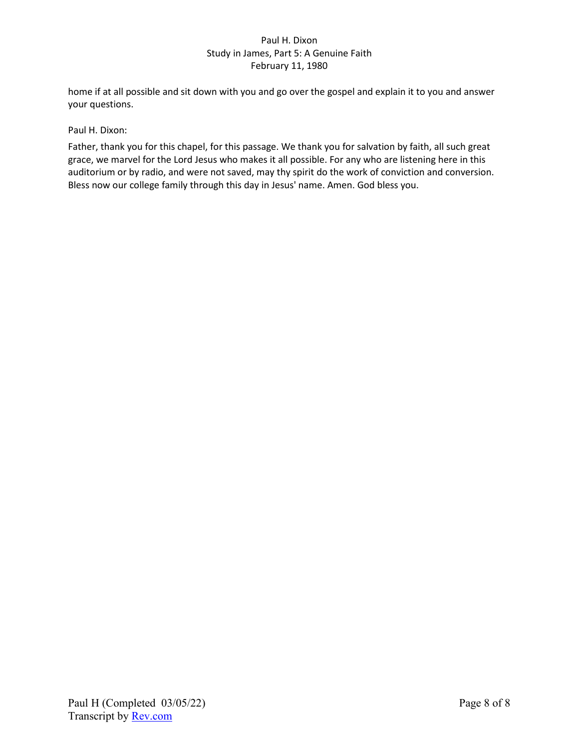home if at all possible and sit down with you and go over the gospel and explain it to you and answer your questions.

Paul H. Dixon:

Father, thank you for this chapel, for this passage. We thank you for salvation by faith, all such great grace, we marvel for the Lord Jesus who makes it all possible. For any who are listening here in this auditorium or by radio, and were not saved, may thy spirit do the work of conviction and conversion. Bless now our college family through this day in Jesus' name. Amen. God bless you.